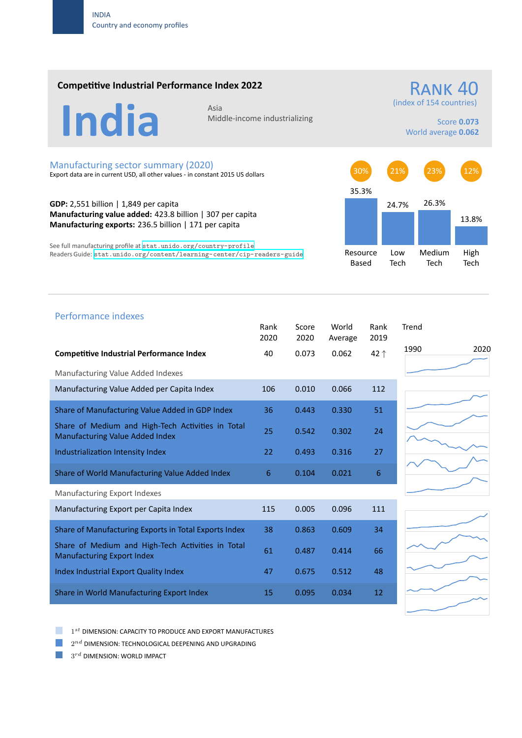INDIA
Country and economy profiles

## Competitive Industrial Performance Index 2022

# India

Asia
Middle-income industrializing

**RANK 40**
(index of 154 countries)

Score **0.073**
World average **0.062**

## Manufacturing sector summary (2020)

Export data are in current USD, all other values - in constant 2015 US dollars

**GDP:** 2,551 billion | 1,849 per capita
**Manufacturing value added:** 423.8 billion | 307 per capita
**Manufacturing exports:** 236.5 billion | 171 per capita

See full manufacturing profile at stat.unido.org/country-profile
Readers Guide: stat.unido.org/content/learning-center/cip-readers-guide

| | Resource Based | Low Tech | Medium Tech | High Tech |
|---|---|---|---|---|
| | 30% | 21% | 23% | 12% |
| | 35.3% | 24.7% | 26.3% | 13.8% |

## Performance indexes

| | Rank 2020 | Score 2020 | World Average | Rank 2019 |
|---|---|---|---|---|
| **Competitive Industrial Performance Index** | 40 | 0.073 | 0.062 | 42 ↑ |
| *Manufacturing Value Added Indexes* | | | | |
| Manufacturing Value Added per Capita Index | 106 | 0.010 | 0.066 | 112 |
| Share of Manufacturing Value Added in GDP Index | 36 | 0.443 | 0.330 | 51 |
| Share of Medium and High-Tech Activities in Total Manufacturing Value Added Index | 25 | 0.542 | 0.302 | 24 |
| Industrialization Intensity Index | 22 | 0.493 | 0.316 | 27 |
| Share of World Manufacturing Value Added Index | 6 | 0.104 | 0.021 | 6 |
| *Manufacturing Export Indexes* | | | | |
| Manufacturing Export per Capita Index | 115 | 0.005 | 0.096 | 111 |
| Share of Manufacturing Exports in Total Exports Index | 38 | 0.863 | 0.609 | 34 |
| Share of Medium and High-Tech Activities in Total Manufacturing Export Index | 61 | 0.487 | 0.414 | 66 |
| Index Industrial Export Quality Index | 47 | 0.675 | 0.512 | 48 |
| Share in World Manufacturing Export Index | 15 | 0.095 | 0.034 | 12 |

Trend: 1990 – 2020

- $1^{st}$ DIMENSION: CAPACITY TO PRODUCE AND EXPORT MANUFACTURES
- $2^{nd}$ DIMENSION: TECHNOLOGICAL DEEPENING AND UPGRADING
- $3^{rd}$ DIMENSION: WORLD IMPACT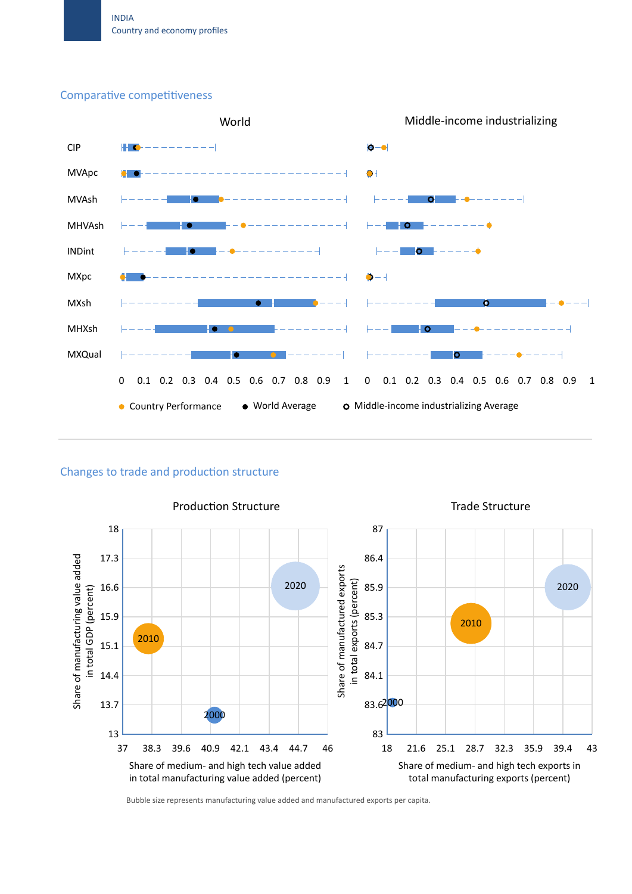## Comparative competitiveness

World

Middle-income industrializing

CIP

MVApc

MVAsh

MHVAsh

INDint

MXpc

MXsh

MHXsh

MXQual

0 0.1 0.2 0.3 0.4 0.5 0.6 0.7 0.8 0.9 1

0 0.1 0.2 0.3 0.4 0.5 0.6 0.7 0.8 0.9 1

Country Performance

World Average

Middle-income industrializing Average

## Changes to trade and production structure

Production Structure

Share of manufacturing value added in total GDP (percent)

18
17.3
16.6
15.9
15.1
14.4
13.7
13

37 38.3 39.6 40.9 42.1 43.4 44.7 46

Share of medium- and high tech value added in total manufacturing value added (percent)

2000

2010

2020

Trade Structure

Share of manufactured exports in total exports (percent)

87
86.4
85.9
85.3
84.7
84.1
83.6
83

18 21.6 25.1 28.7 32.3 35.9 39.4 43

Share of medium- and high tech exports in total manufacturing exports (percent)

2000

2010

2020

Bubble size represents manufacturing value added and manufactured exports per capita.